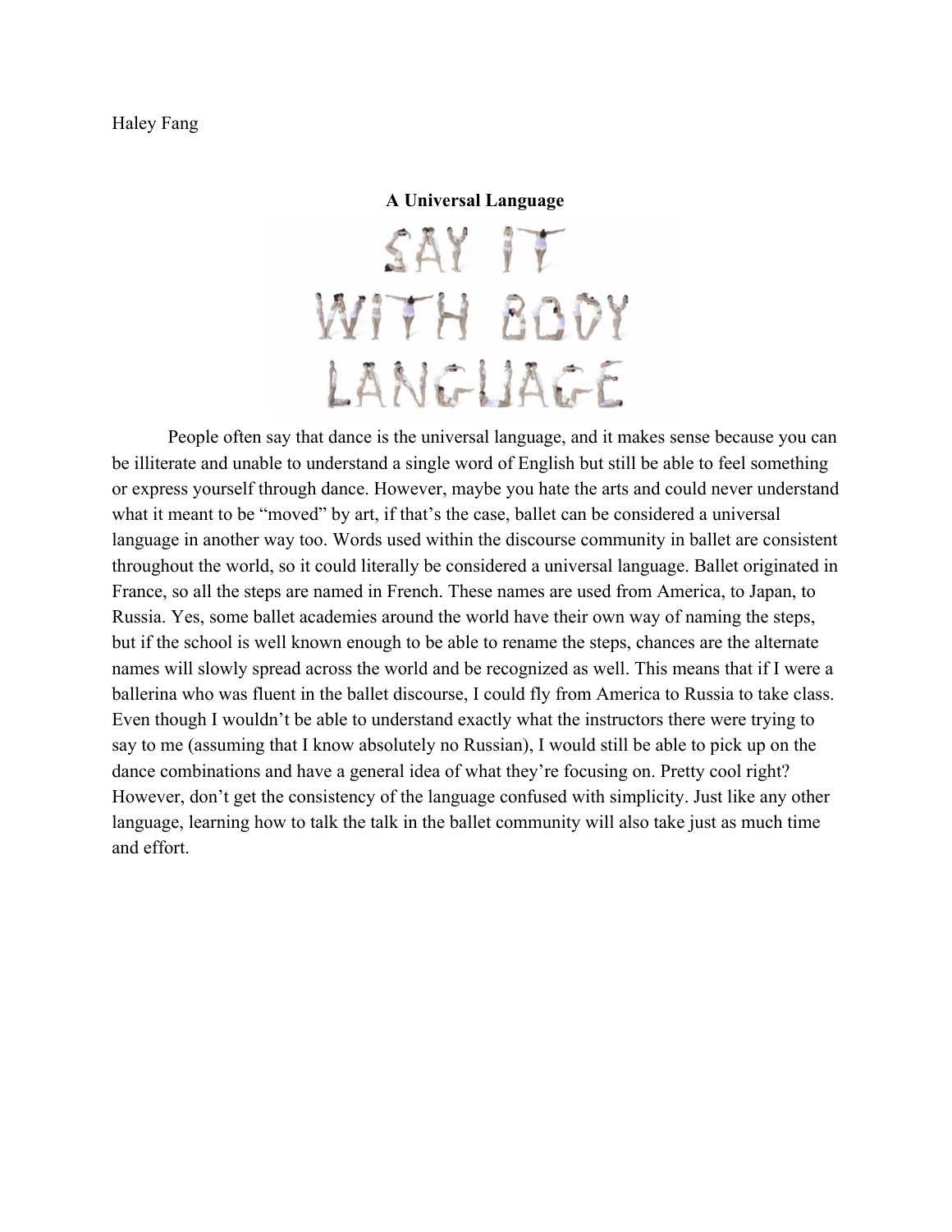Haley Fang

**A Universal Language**

People often say that dance is the universal language, and it makes sense because you can be illiterate and unable to understand a single word of English but still be able to feel something or express yourself through dance. However, maybe you hate the arts and could never understand what it meant to be "moved" by art, if that's the case, ballet can be considered a universal language in another way too. Words used within the discourse community in ballet are consistent throughout the world, so it could literally be considered a universal language. Ballet originated in France, so all the steps are named in French. These names are used from America, to Japan, to Russia. Yes, some ballet academies around the world have their own way of naming the steps, but if the school is well known enough to be able to rename the steps, chances are the alternate names will slowly spread across the world and be recognized as well. This means that if I were a ballerina who was fluent in the ballet discourse, I could fly from America to Russia to take class. Even though I wouldn't be able to understand exactly what the instructors there were trying to say to me (assuming that I know absolutely no Russian), I would still be able to pick up on the dance combinations and have a general idea of what they're focusing on. Pretty cool right? However, don't get the consistency of the language confused with simplicity. Just like any other language, learning how to talk the talk in the ballet community will also take just as much time and effort.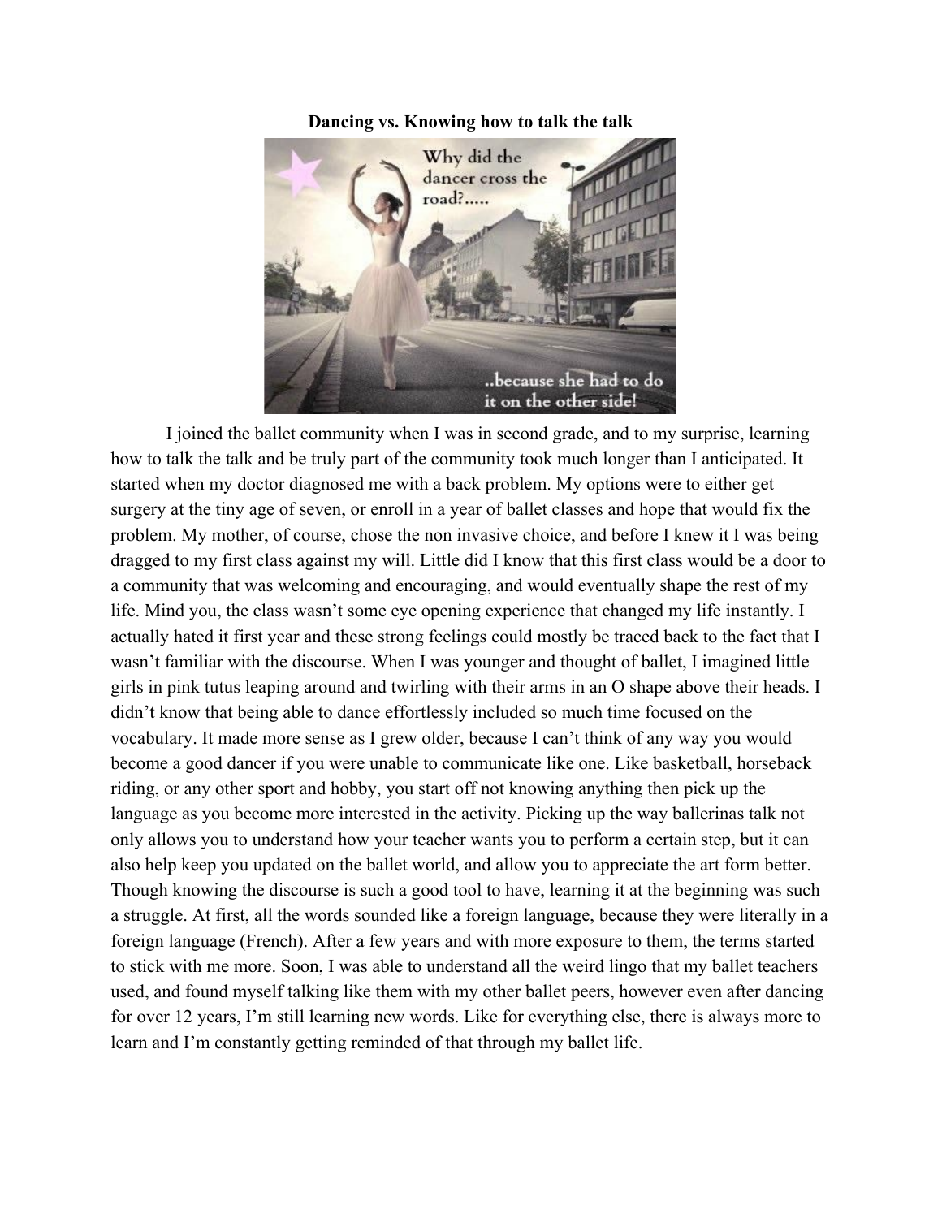**Dancing vs. Knowing how to talk the talk**

I joined the ballet community when I was in second grade, and to my surprise, learning how to talk the talk and be truly part of the community took much longer than I anticipated. It started when my doctor diagnosed me with a back problem. My options were to either get surgery at the tiny age of seven, or enroll in a year of ballet classes and hope that would fix the problem. My mother, of course, chose the non invasive choice, and before I knew it I was being dragged to my first class against my will. Little did I know that this first class would be a door to a community that was welcoming and encouraging, and would eventually shape the rest of my life. Mind you, the class wasn't some eye opening experience that changed my life instantly. I actually hated it first year and these strong feelings could mostly be traced back to the fact that I wasn't familiar with the discourse. When I was younger and thought of ballet, I imagined little girls in pink tutus leaping around and twirling with their arms in an O shape above their heads. I didn't know that being able to dance effortlessly included so much time focused on the vocabulary. It made more sense as I grew older, because I can't think of any way you would become a good dancer if you were unable to communicate like one. Like basketball, horseback riding, or any other sport and hobby, you start off not knowing anything then pick up the language as you become more interested in the activity. Picking up the way ballerinas talk not only allows you to understand how your teacher wants you to perform a certain step, but it can also help keep you updated on the ballet world, and allow you to appreciate the art form better. Though knowing the discourse is such a good tool to have, learning it at the beginning was such a struggle. At first, all the words sounded like a foreign language, because they were literally in a foreign language (French). After a few years and with more exposure to them, the terms started to stick with me more. Soon, I was able to understand all the weird lingo that my ballet teachers used, and found myself talking like them with my other ballet peers, however even after dancing for over 12 years, I'm still learning new words. Like for everything else, there is always more to learn and I'm constantly getting reminded of that through my ballet life.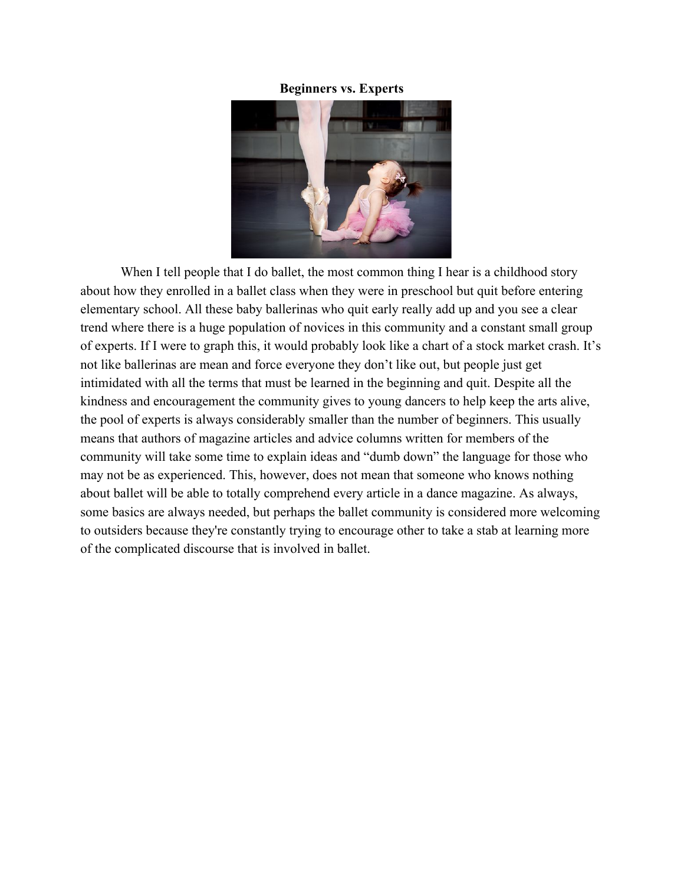**Beginners vs. Experts**

When I tell people that I do ballet, the most common thing I hear is a childhood story about how they enrolled in a ballet class when they were in preschool but quit before entering elementary school. All these baby ballerinas who quit early really add up and you see a clear trend where there is a huge population of novices in this community and a constant small group of experts. If I were to graph this, it would probably look like a chart of a stock market crash. It's not like ballerinas are mean and force everyone they don't like out, but people just get intimidated with all the terms that must be learned in the beginning and quit. Despite all the kindness and encouragement the community gives to young dancers to help keep the arts alive, the pool of experts is always considerably smaller than the number of beginners. This usually means that authors of magazine articles and advice columns written for members of the community will take some time to explain ideas and "dumb down" the language for those who may not be as experienced. This, however, does not mean that someone who knows nothing about ballet will be able to totally comprehend every article in a dance magazine. As always, some basics are always needed, but perhaps the ballet community is considered more welcoming to outsiders because they're constantly trying to encourage other to take a stab at learning more of the complicated discourse that is involved in ballet.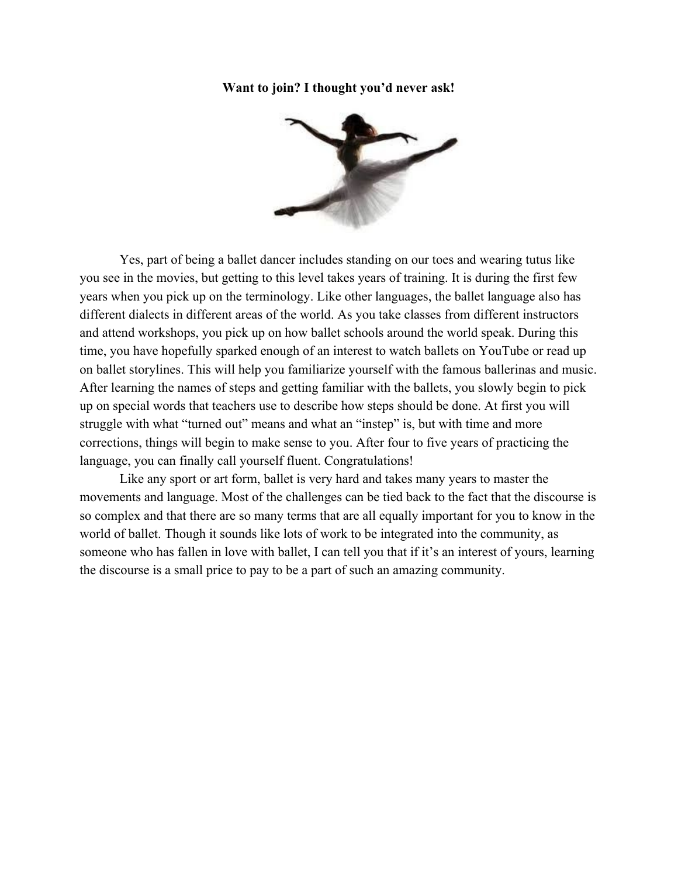**Want to join? I thought you'd never ask!**

Yes, part of being a ballet dancer includes standing on our toes and wearing tutus like you see in the movies, but getting to this level takes years of training. It is during the first few years when you pick up on the terminology. Like other languages, the ballet language also has different dialects in different areas of the world. As you take classes from different instructors and attend workshops, you pick up on how ballet schools around the world speak. During this time, you have hopefully sparked enough of an interest to watch ballets on YouTube or read up on ballet storylines. This will help you familiarize yourself with the famous ballerinas and music. After learning the names of steps and getting familiar with the ballets, you slowly begin to pick up on special words that teachers use to describe how steps should be done. At first you will struggle with what "turned out" means and what an "instep" is, but with time and more corrections, things will begin to make sense to you. After four to five years of practicing the language, you can finally call yourself fluent. Congratulations!

Like any sport or art form, ballet is very hard and takes many years to master the movements and language. Most of the challenges can be tied back to the fact that the discourse is so complex and that there are so many terms that are all equally important for you to know in the world of ballet. Though it sounds like lots of work to be integrated into the community, as someone who has fallen in love with ballet, I can tell you that if it's an interest of yours, learning the discourse is a small price to pay to be a part of such an amazing community.